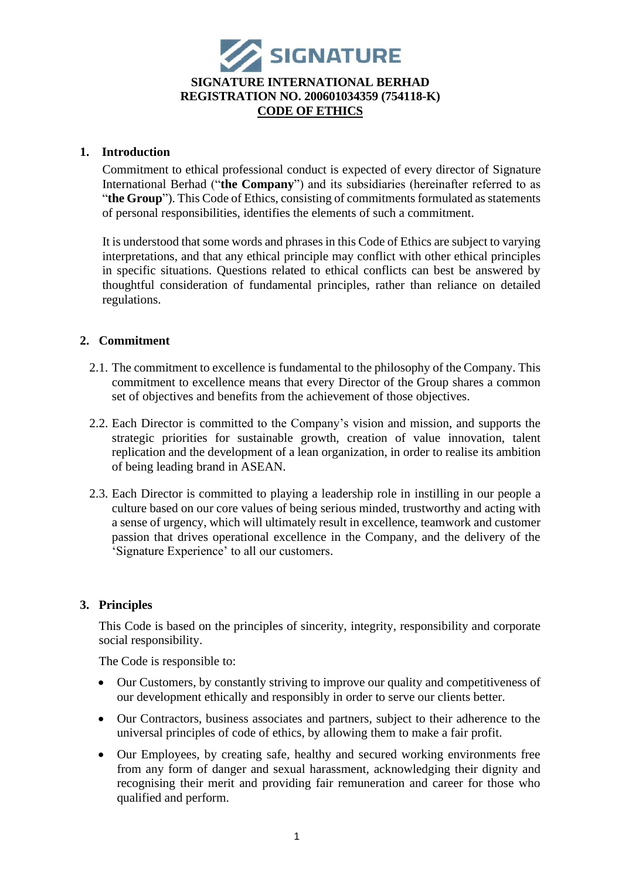# SIGNATURE

**SIGNATURE INTERNATIONAL BERHAD**
**REGISTRATION NO. 200601034359 (754118-K)**
**CODE OF ETHICS**

## 1. Introduction

Commitment to ethical professional conduct is expected of every director of Signature International Berhad ("**the Company**") and its subsidiaries (hereinafter referred to as "**the Group**"). This Code of Ethics, consisting of commitments formulated as statements of personal responsibilities, identifies the elements of such a commitment.

It is understood that some words and phrases in this Code of Ethics are subject to varying interpretations, and that any ethical principle may conflict with other ethical principles in specific situations. Questions related to ethical conflicts can best be answered by thoughtful consideration of fundamental principles, rather than reliance on detailed regulations.

## 2. Commitment

2.1. The commitment to excellence is fundamental to the philosophy of the Company. This commitment to excellence means that every Director of the Group shares a common set of objectives and benefits from the achievement of those objectives.

2.2. Each Director is committed to the Company's vision and mission, and supports the strategic priorities for sustainable growth, creation of value innovation, talent replication and the development of a lean organization, in order to realise its ambition of being leading brand in ASEAN.

2.3. Each Director is committed to playing a leadership role in instilling in our people a culture based on our core values of being serious minded, trustworthy and acting with a sense of urgency, which will ultimately result in excellence, teamwork and customer passion that drives operational excellence in the Company, and the delivery of the 'Signature Experience' to all our customers.

## 3. Principles

This Code is based on the principles of sincerity, integrity, responsibility and corporate social responsibility.

The Code is responsible to:

- Our Customers, by constantly striving to improve our quality and competitiveness of our development ethically and responsibly in order to serve our clients better.
- Our Contractors, business associates and partners, subject to their adherence to the universal principles of code of ethics, by allowing them to make a fair profit.
- Our Employees, by creating safe, healthy and secured working environments free from any form of danger and sexual harassment, acknowledging their dignity and recognising their merit and providing fair remuneration and career for those who qualified and perform.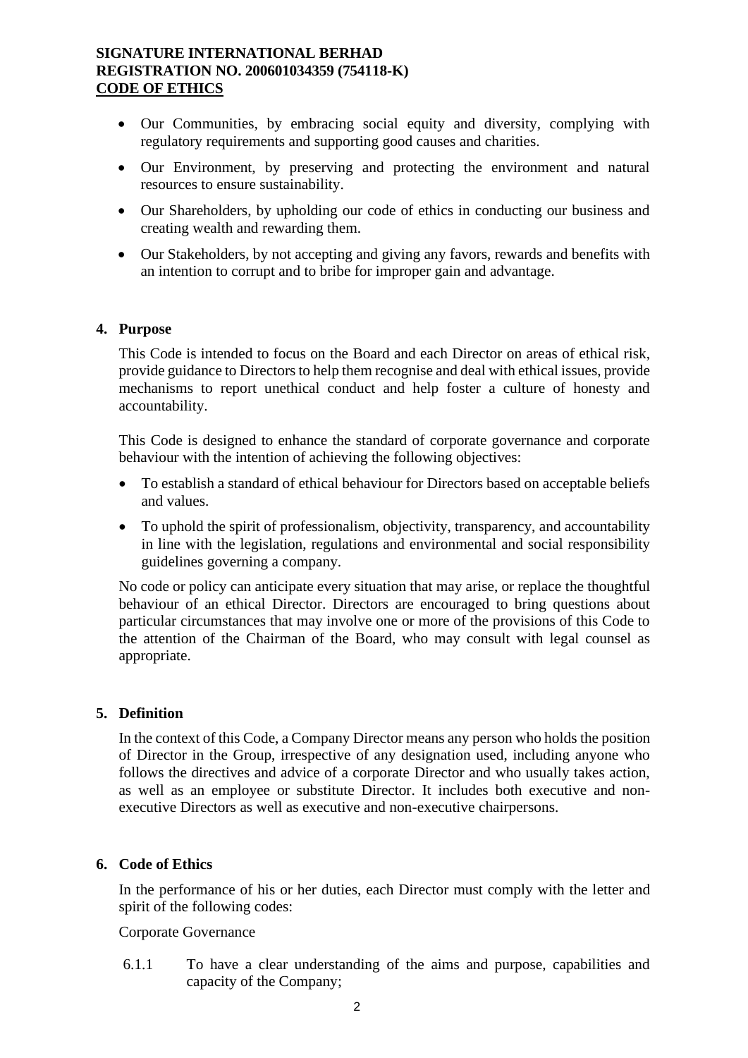- Our Communities, by embracing social equity and diversity, complying with regulatory requirements and supporting good causes and charities.
- Our Environment, by preserving and protecting the environment and natural resources to ensure sustainability.
- Our Shareholders, by upholding our code of ethics in conducting our business and creating wealth and rewarding them.
- Our Stakeholders, by not accepting and giving any favors, rewards and benefits with an intention to corrupt and to bribe for improper gain and advantage.

## 4. Purpose

This Code is intended to focus on the Board and each Director on areas of ethical risk, provide guidance to Directors to help them recognise and deal with ethical issues, provide mechanisms to report unethical conduct and help foster a culture of honesty and accountability.

This Code is designed to enhance the standard of corporate governance and corporate behaviour with the intention of achieving the following objectives:

- To establish a standard of ethical behaviour for Directors based on acceptable beliefs and values.
- To uphold the spirit of professionalism, objectivity, transparency, and accountability in line with the legislation, regulations and environmental and social responsibility guidelines governing a company.

No code or policy can anticipate every situation that may arise, or replace the thoughtful behaviour of an ethical Director. Directors are encouraged to bring questions about particular circumstances that may involve one or more of the provisions of this Code to the attention of the Chairman of the Board, who may consult with legal counsel as appropriate.

## 5. Definition

In the context of this Code, a Company Director means any person who holds the position of Director in the Group, irrespective of any designation used, including anyone who follows the directives and advice of a corporate Director and who usually takes action, as well as an employee or substitute Director. It includes both executive and non-executive Directors as well as executive and non-executive chairpersons.

## 6. Code of Ethics

In the performance of his or her duties, each Director must comply with the letter and spirit of the following codes:

Corporate Governance

6.1.1 To have a clear understanding of the aims and purpose, capabilities and capacity of the Company;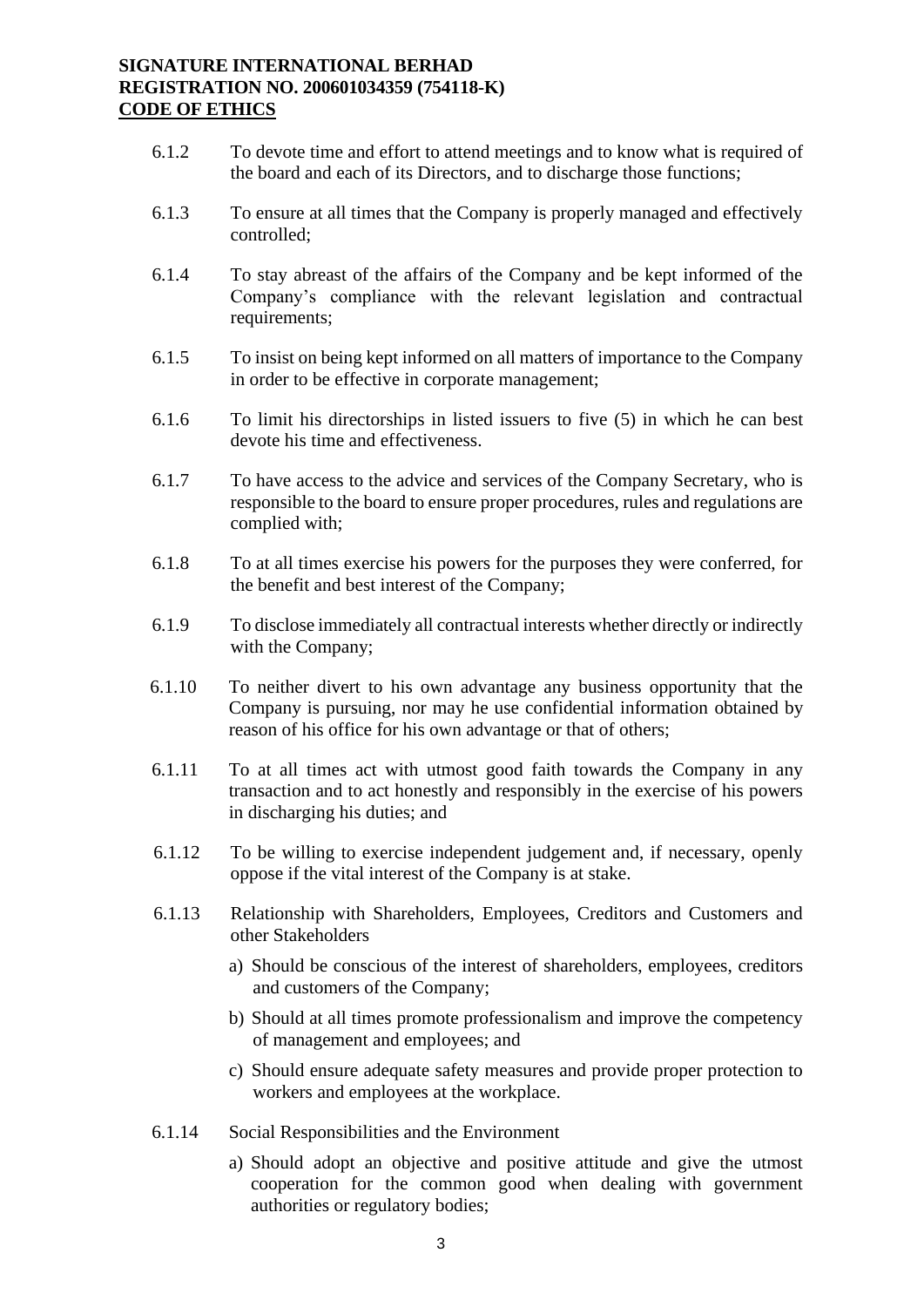6.1.2 To devote time and effort to attend meetings and to know what is required of the board and each of its Directors, and to discharge those functions;

6.1.3 To ensure at all times that the Company is properly managed and effectively controlled;

6.1.4 To stay abreast of the affairs of the Company and be kept informed of the Company's compliance with the relevant legislation and contractual requirements;

6.1.5 To insist on being kept informed on all matters of importance to the Company in order to be effective in corporate management;

6.1.6 To limit his directorships in listed issuers to five (5) in which he can best devote his time and effectiveness.

6.1.7 To have access to the advice and services of the Company Secretary, who is responsible to the board to ensure proper procedures, rules and regulations are complied with;

6.1.8 To at all times exercise his powers for the purposes they were conferred, for the benefit and best interest of the Company;

6.1.9 To disclose immediately all contractual interests whether directly or indirectly with the Company;

6.1.10 To neither divert to his own advantage any business opportunity that the Company is pursuing, nor may he use confidential information obtained by reason of his office for his own advantage or that of others;

6.1.11 To at all times act with utmost good faith towards the Company in any transaction and to act honestly and responsibly in the exercise of his powers in discharging his duties; and

6.1.12 To be willing to exercise independent judgement and, if necessary, openly oppose if the vital interest of the Company is at stake.

6.1.13 Relationship with Shareholders, Employees, Creditors and Customers and other Stakeholders

a) Should be conscious of the interest of shareholders, employees, creditors and customers of the Company;

b) Should at all times promote professionalism and improve the competency of management and employees; and

c) Should ensure adequate safety measures and provide proper protection to workers and employees at the workplace.

6.1.14 Social Responsibilities and the Environment

a) Should adopt an objective and positive attitude and give the utmost cooperation for the common good when dealing with government authorities or regulatory bodies;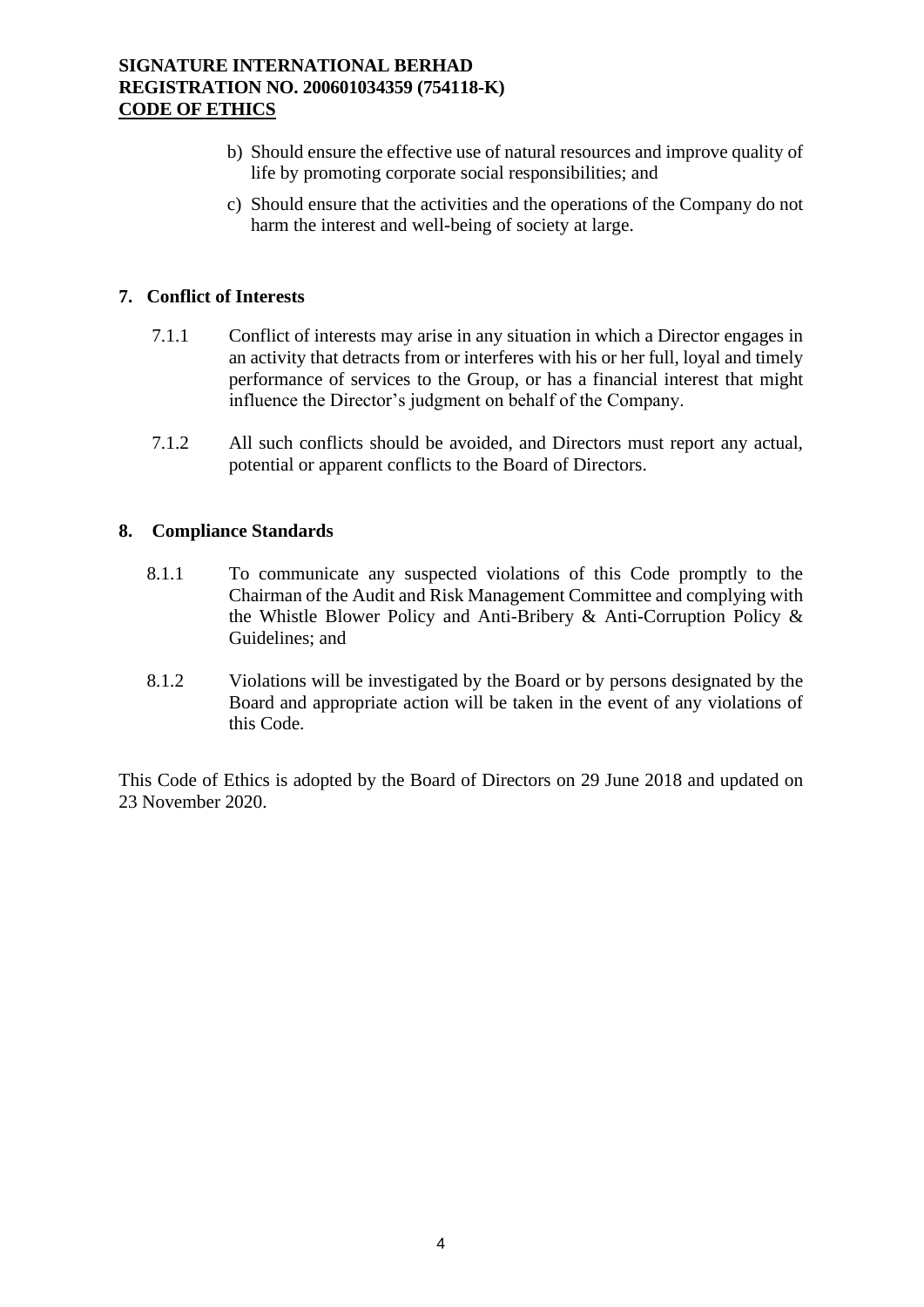b) Should ensure the effective use of natural resources and improve quality of life by promoting corporate social responsibilities; and

c) Should ensure that the activities and the operations of the Company do not harm the interest and well-being of society at large.

## 7. Conflict of Interests

7.1.1 Conflict of interests may arise in any situation in which a Director engages in an activity that detracts from or interferes with his or her full, loyal and timely performance of services to the Group, or has a financial interest that might influence the Director's judgment on behalf of the Company.

7.1.2 All such conflicts should be avoided, and Directors must report any actual, potential or apparent conflicts to the Board of Directors.

## 8. Compliance Standards

8.1.1 To communicate any suspected violations of this Code promptly to the Chairman of the Audit and Risk Management Committee and complying with the Whistle Blower Policy and Anti-Bribery & Anti-Corruption Policy & Guidelines; and

8.1.2 Violations will be investigated by the Board or by persons designated by the Board and appropriate action will be taken in the event of any violations of this Code.

This Code of Ethics is adopted by the Board of Directors on 29 June 2018 and updated on 23 November 2020.